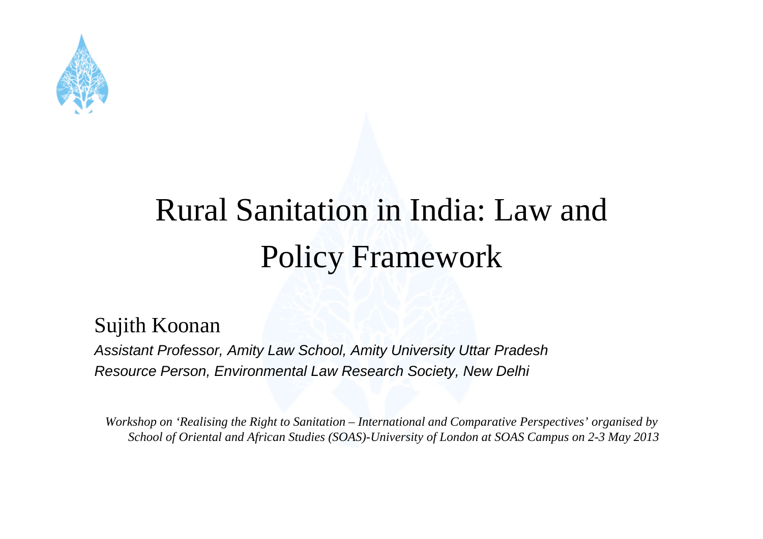# Rural Sanitation in India: Law and Policy Framework

Sujith Koonan

*Assistant Professor, Amity Law School, Amity University Uttar Pradesh*
*Resource Person, Environmental Law Research Society, New Delhi*

*Workshop on 'Realising the Right to Sanitation – International and Comparative Perspectives' organised by School of Oriental and African Studies (SOAS)-University of London at SOAS Campus on 2-3 May 2013*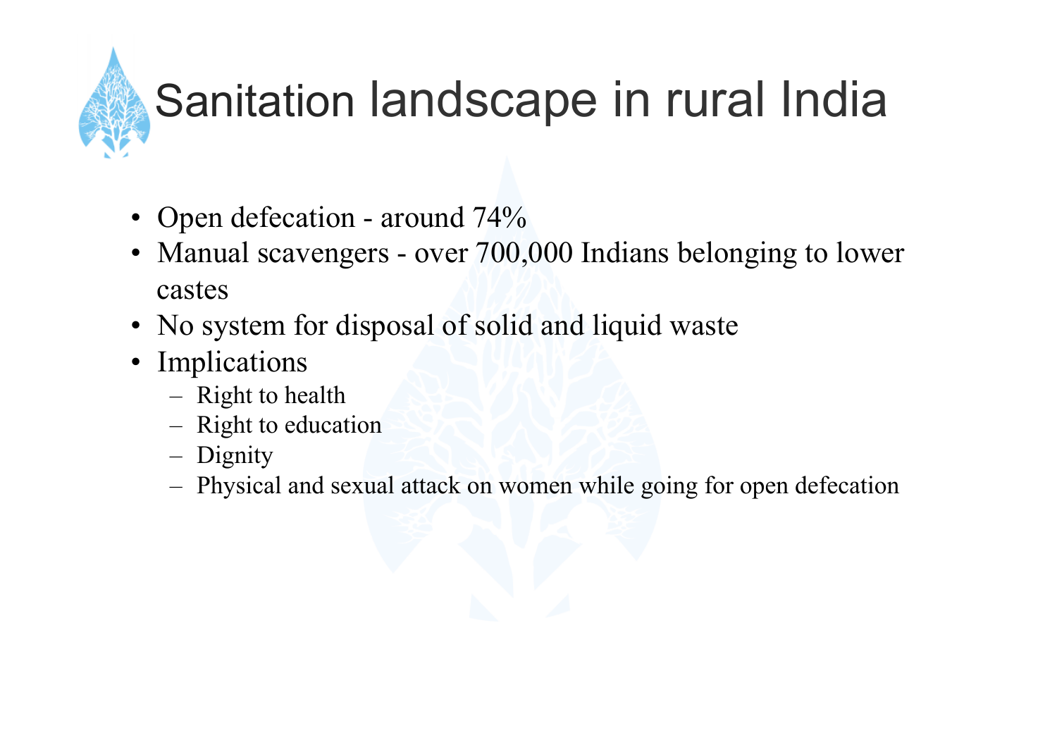# Sanitation landscape in rural India

- Open defecation - around 74%
- Manual scavengers - over 700,000 Indians belonging to lower castes
- No system for disposal of solid and liquid waste
- Implications
  - Right to health
  - Right to education
  - Dignity
  - Physical and sexual attack on women while going for open defecation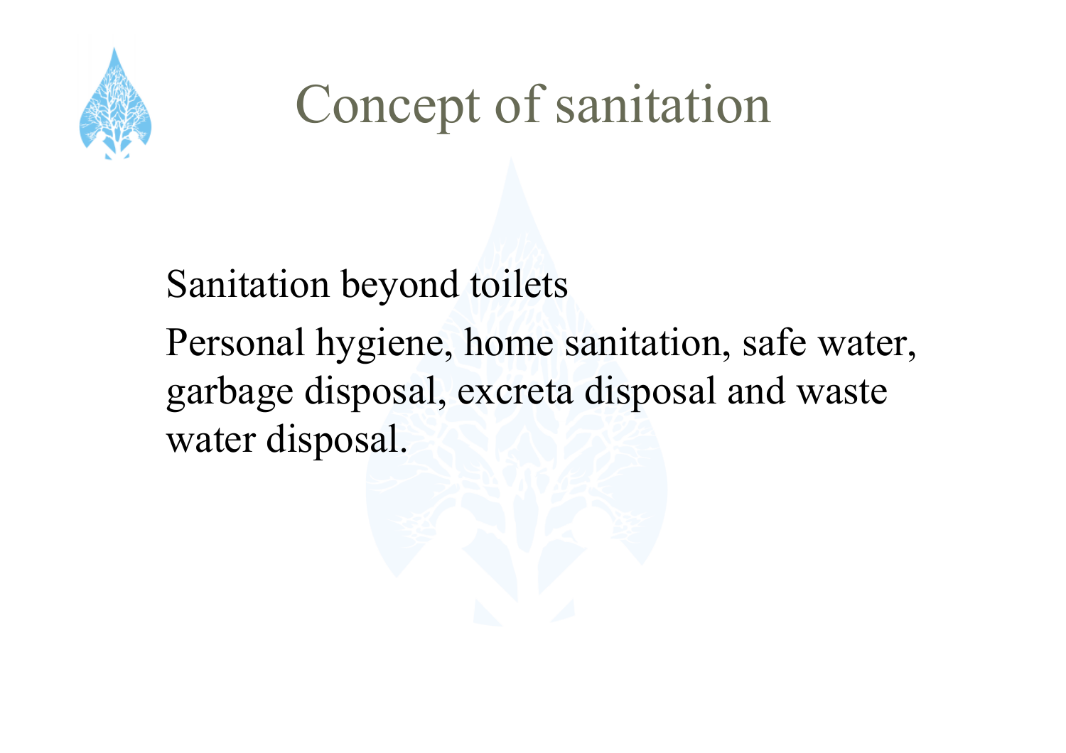# Concept of sanitation

Sanitation beyond toilets

Personal hygiene, home sanitation, safe water, garbage disposal, excreta disposal and waste water disposal.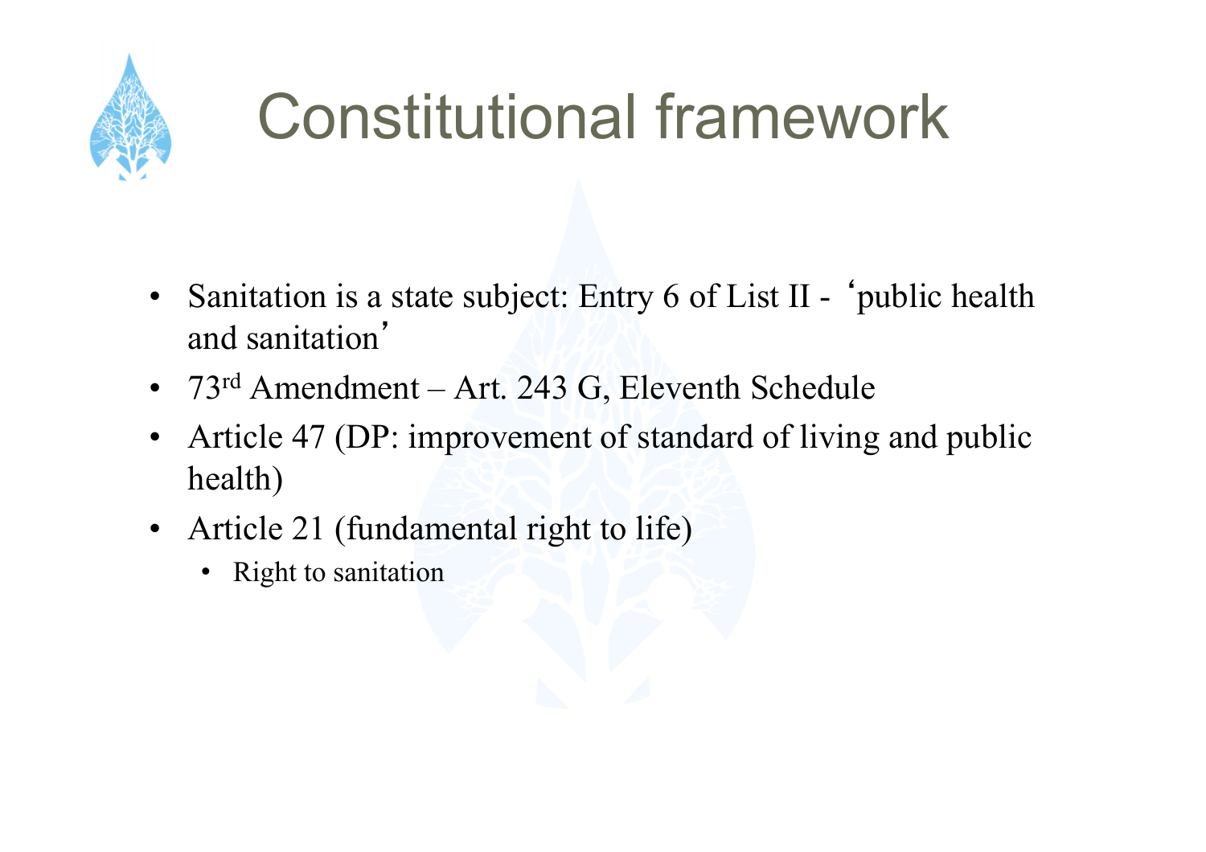# Constitutional framework

- Sanitation is a state subject: Entry 6 of List II - ‘public health and sanitation’
- 73rd Amendment – Art. 243 G, Eleventh Schedule
- Article 47 (DP: improvement of standard of living and public health)
- Article 21 (fundamental right to life)
  - Right to sanitation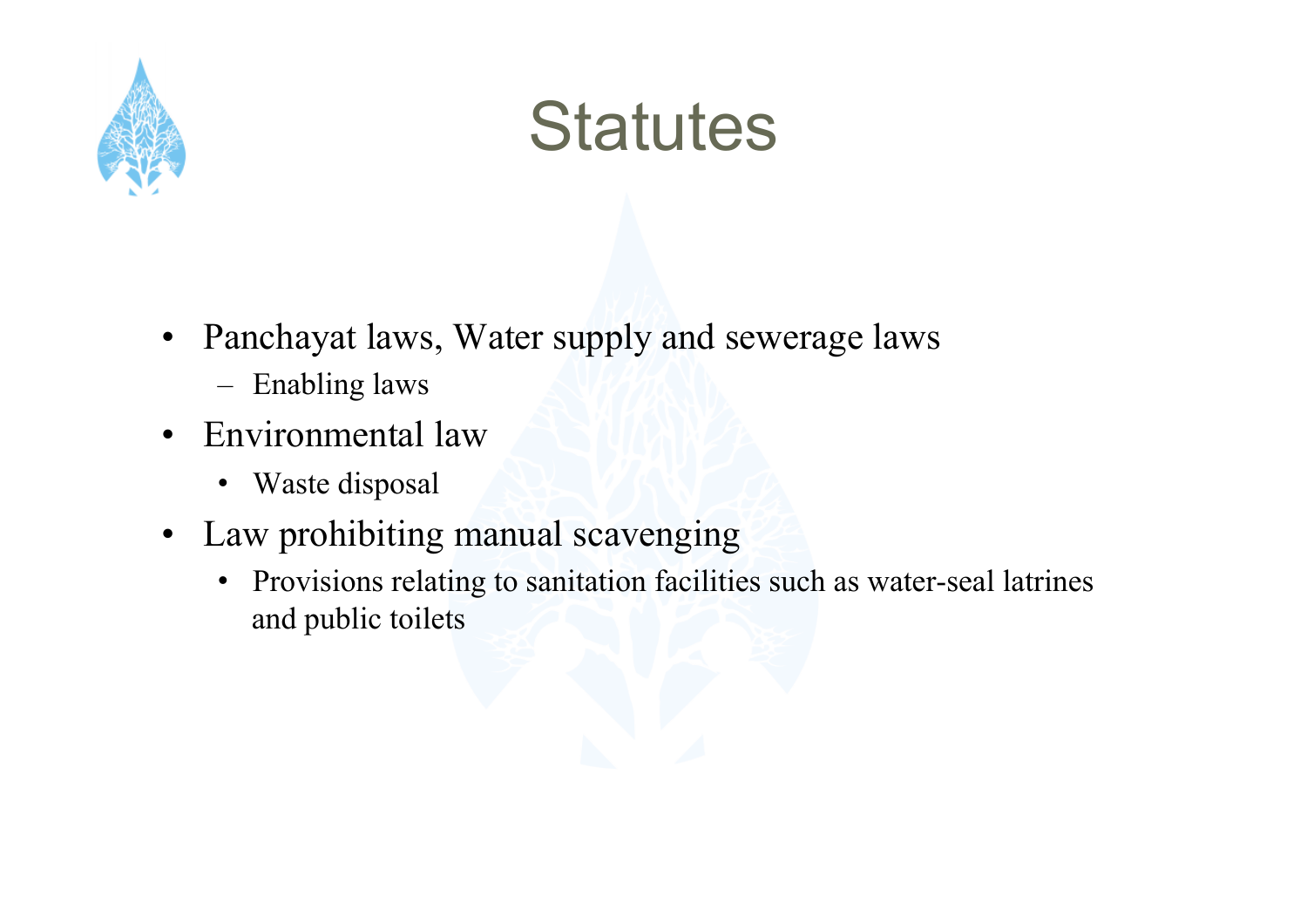# Statutes

- Panchayat laws, Water supply and sewerage laws
  - Enabling laws
- Environmental law
  - Waste disposal
- Law prohibiting manual scavenging
  - Provisions relating to sanitation facilities such as water-seal latrines and public toilets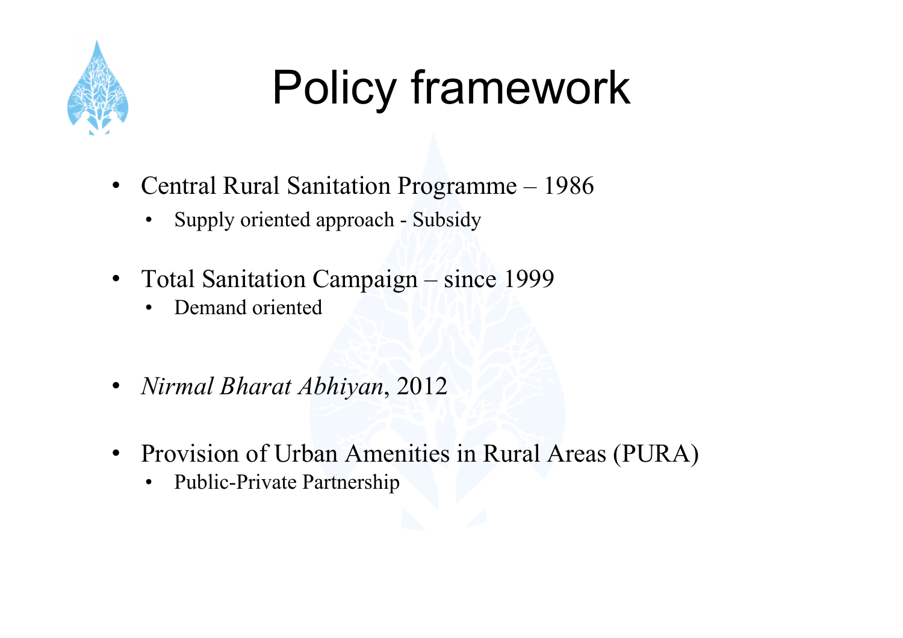# Policy framework

- Central Rural Sanitation Programme – 1986
  - Supply oriented approach - Subsidy
- Total Sanitation Campaign – since 1999
  - Demand oriented
- *Nirmal Bharat Abhiyan*, 2012
- Provision of Urban Amenities in Rural Areas (PURA)
  - Public-Private Partnership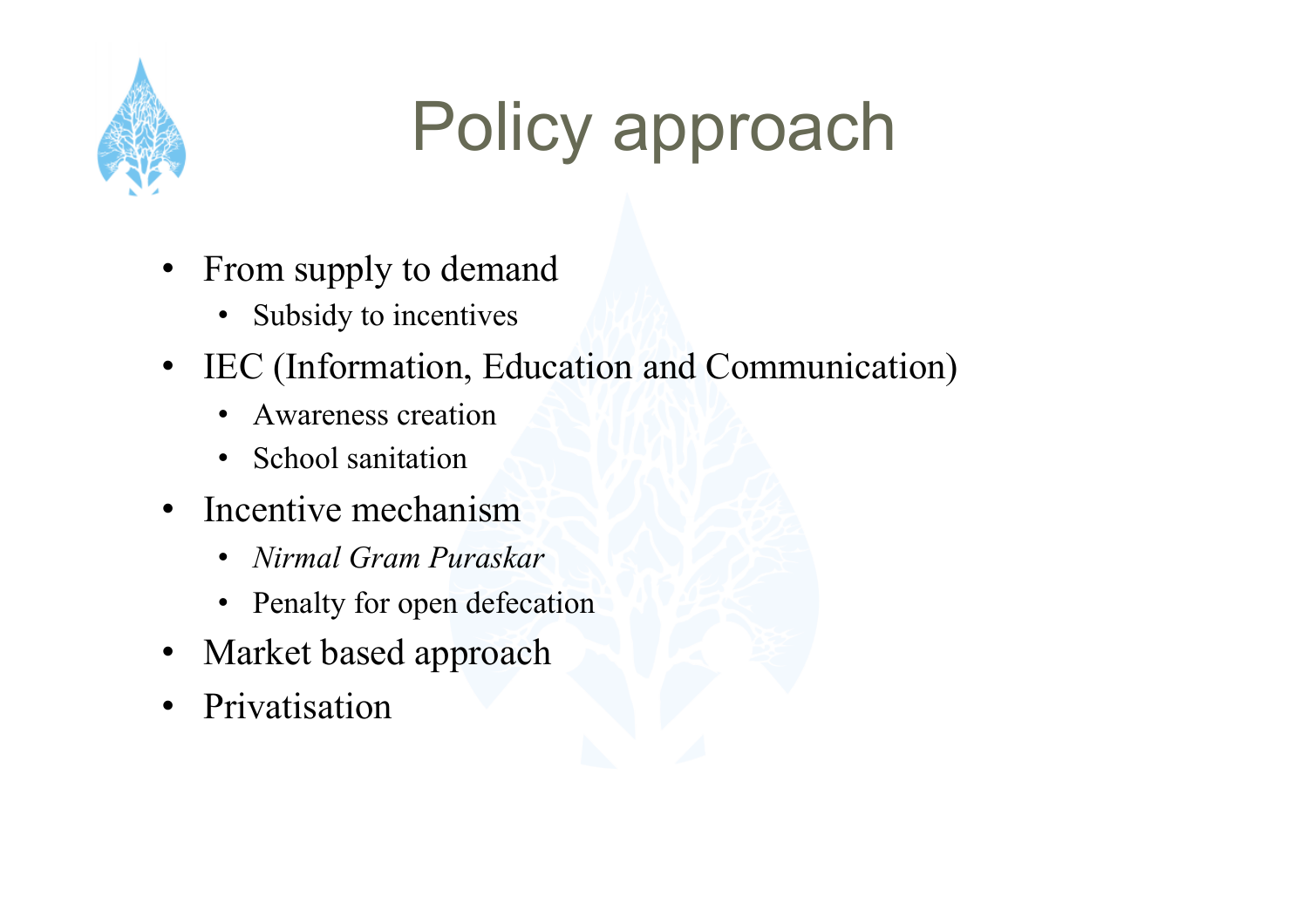# Policy approach

- From supply to demand
  - Subsidy to incentives
- IEC (Information, Education and Communication)
  - Awareness creation
  - School sanitation
- Incentive mechanism
  - *Nirmal Gram Puraskar*
  - Penalty for open defecation
- Market based approach
- Privatisation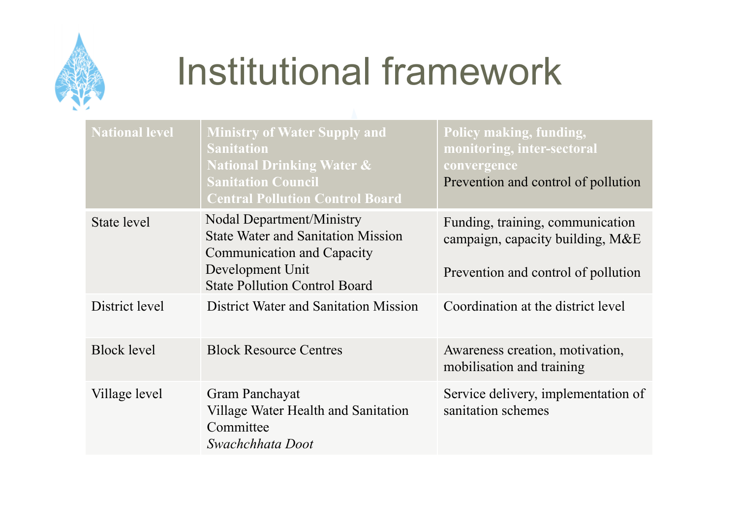# Institutional framework

| National level | Ministry of Water Supply and Sanitation<br>National Drinking Water & Sanitation Council<br>Central Pollution Control Board | Policy making, funding, monitoring, inter-sectoral convergence<br>Prevention and control of pollution |
|---|---|---|
| State level | Nodal Department/Ministry<br>State Water and Sanitation Mission<br>Communication and Capacity Development Unit<br>State Pollution Control Board | Funding, training, communication campaign, capacity building, M&E<br><br>Prevention and control of pollution |
| District level | District Water and Sanitation Mission | Coordination at the district level |
| Block level | Block Resource Centres | Awareness creation, motivation, mobilisation and training |
| Village level | Gram Panchayat<br>Village Water Health and Sanitation Committee<br>*Swachchhata Doot* | Service delivery, implementation of sanitation schemes |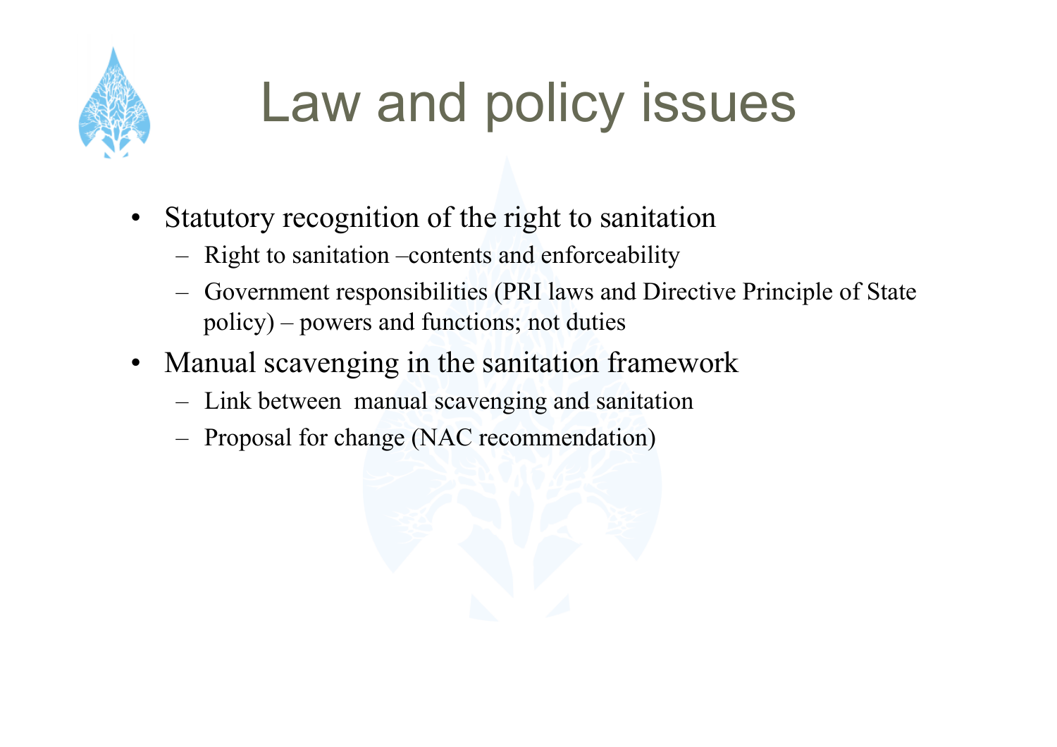# Law and policy issues

- Statutory recognition of the right to sanitation
  - Right to sanitation –contents and enforceability
  - Government responsibilities (PRI laws and Directive Principle of State policy) – powers and functions; not duties
- Manual scavenging in the sanitation framework
  - Link between manual scavenging and sanitation
  - Proposal for change (NAC recommendation)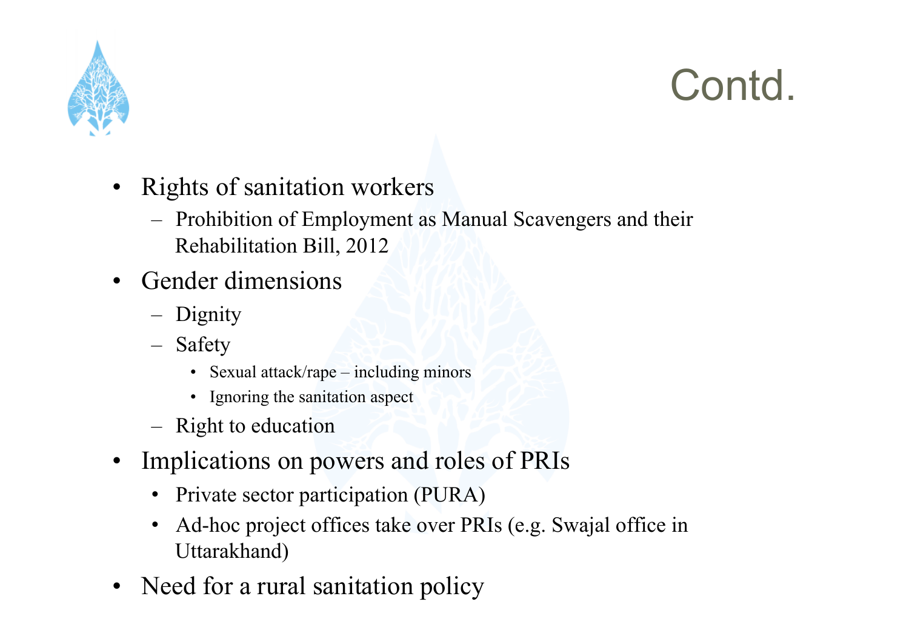# Contd.

- Rights of sanitation workers
  - Prohibition of Employment as Manual Scavengers and their Rehabilitation Bill, 2012
- Gender dimensions
  - Dignity
  - Safety
    - Sexual attack/rape – including minors
    - Ignoring the sanitation aspect
  - Right to education
- Implications on powers and roles of PRIs
  - Private sector participation (PURA)
  - Ad-hoc project offices take over PRIs (e.g. Swajal office in Uttarakhand)
- Need for a rural sanitation policy